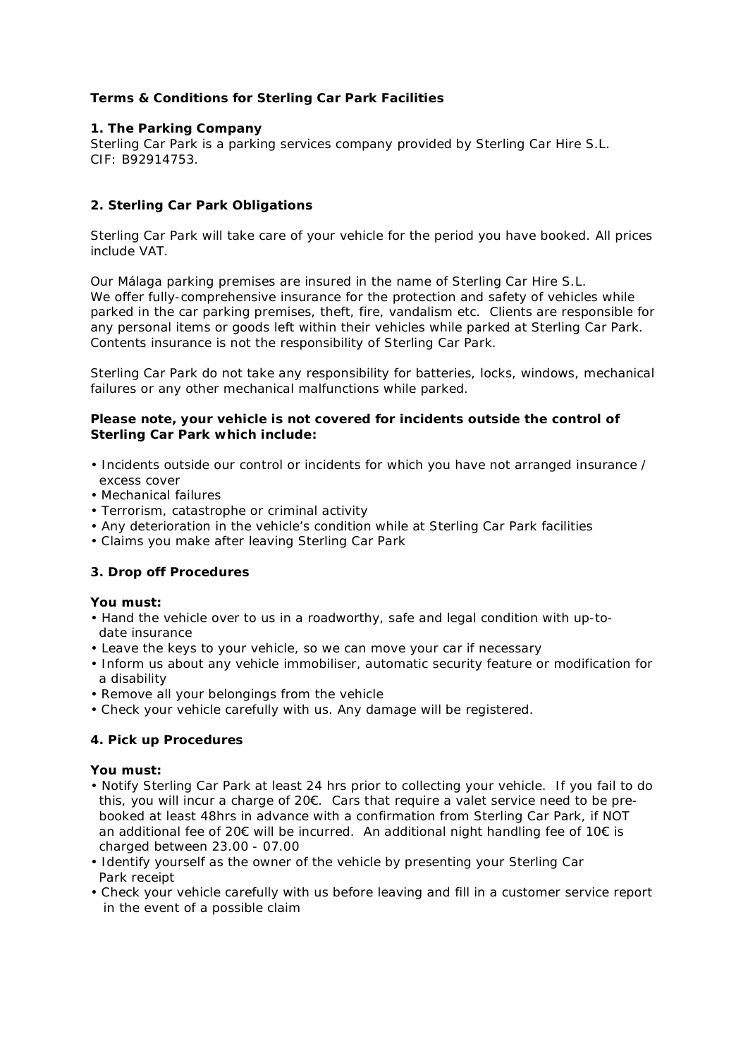**Terms & Conditions for Sterling Car Park Facilities**

**1. The Parking Company**

Sterling Car Park is a parking services company provided by Sterling Car Hire S.L. CIF: B92914753.

**2. Sterling Car Park Obligations**

Sterling Car Park will take care of your vehicle for the period you have booked. All prices include VAT.

Our Málaga parking premises are insured in the name of Sterling Car Hire S.L. We offer fully-comprehensive insurance for the protection and safety of vehicles while parked in the car parking premises, theft, fire, vandalism etc. Clients are responsible for any personal items or goods left within their vehicles while parked at Sterling Car Park. Contents insurance is not the responsibility of Sterling Car Park.

Sterling Car Park do not take any responsibility for batteries, locks, windows, mechanical failures or any other mechanical malfunctions while parked.

**Please note, your vehicle is not covered for incidents outside the control of Sterling Car Park which include:**

- Incidents outside our control or incidents for which you have not arranged insurance / excess cover
- Mechanical failures
- Terrorism, catastrophe or criminal activity
- Any deterioration in the vehicle's condition while at Sterling Car Park facilities
- Claims you make after leaving Sterling Car Park

**3. Drop off Procedures**

**You must:**

- Hand the vehicle over to us in a roadworthy, safe and legal condition with up-to-date insurance
- Leave the keys to your vehicle, so we can move your car if necessary
- Inform us about any vehicle immobiliser, automatic security feature or modification for a disability
- Remove all your belongings from the vehicle
- Check your vehicle carefully with us. Any damage will be registered.

**4. Pick up Procedures**

**You must:**

- Notify Sterling Car Park at least 24 hrs prior to collecting your vehicle. If you fail to do this, you will incur a charge of 20€. Cars that require a valet service need to be pre-booked at least 48hrs in advance with a confirmation from Sterling Car Park, if NOT an additional fee of 20€ will be incurred. An additional night handling fee of 10€ is charged between 23.00 - 07.00
- Identify yourself as the owner of the vehicle by presenting your Sterling Car Park receipt
- Check your vehicle carefully with us before leaving and fill in a customer service report in the event of a possible claim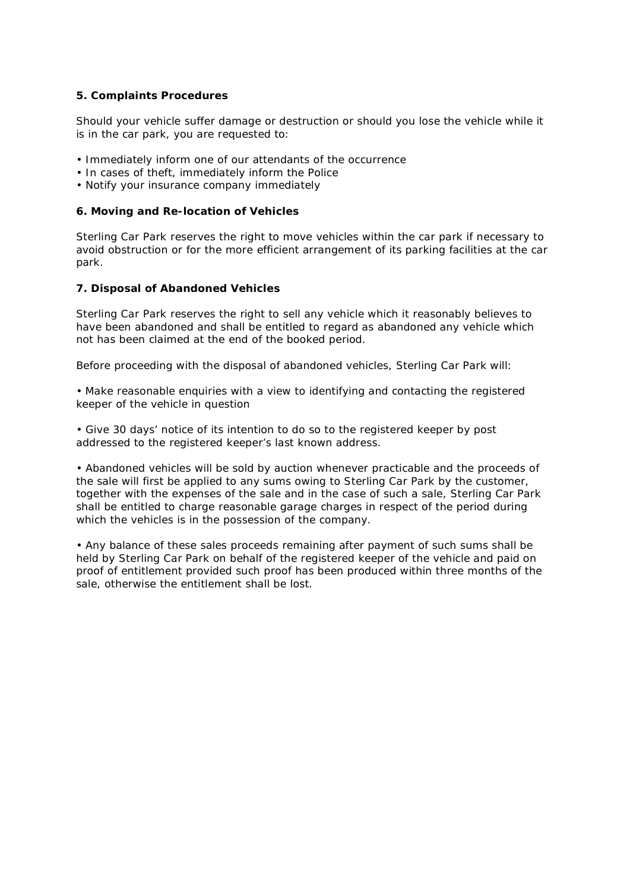### 5. Complaints Procedures

Should your vehicle suffer damage or destruction or should you lose the vehicle while it is in the car park, you are requested to:

- Immediately inform one of our attendants of the occurrence
- In cases of theft, immediately inform the Police
- Notify your insurance company immediately

### 6. Moving and Re-location of Vehicles

Sterling Car Park reserves the right to move vehicles within the car park if necessary to avoid obstruction or for the more efficient arrangement of its parking facilities at the car park.

### 7. Disposal of Abandoned Vehicles

Sterling Car Park reserves the right to sell any vehicle which it reasonably believes to have been abandoned and shall be entitled to regard as abandoned any vehicle which not has been claimed at the end of the booked period.

Before proceeding with the disposal of abandoned vehicles, Sterling Car Park will:

- Make reasonable enquiries with a view to identifying and contacting the registered keeper of the vehicle in question

- Give 30 days' notice of its intention to do so to the registered keeper by post addressed to the registered keeper's last known address.

- Abandoned vehicles will be sold by auction whenever practicable and the proceeds of the sale will first be applied to any sums owing to Sterling Car Park by the customer, together with the expenses of the sale and in the case of such a sale, Sterling Car Park shall be entitled to charge reasonable garage charges in respect of the period during which the vehicles is in the possession of the company.

- Any balance of these sales proceeds remaining after payment of such sums shall be held by Sterling Car Park on behalf of the registered keeper of the vehicle and paid on proof of entitlement provided such proof has been produced within three months of the sale, otherwise the entitlement shall be lost.